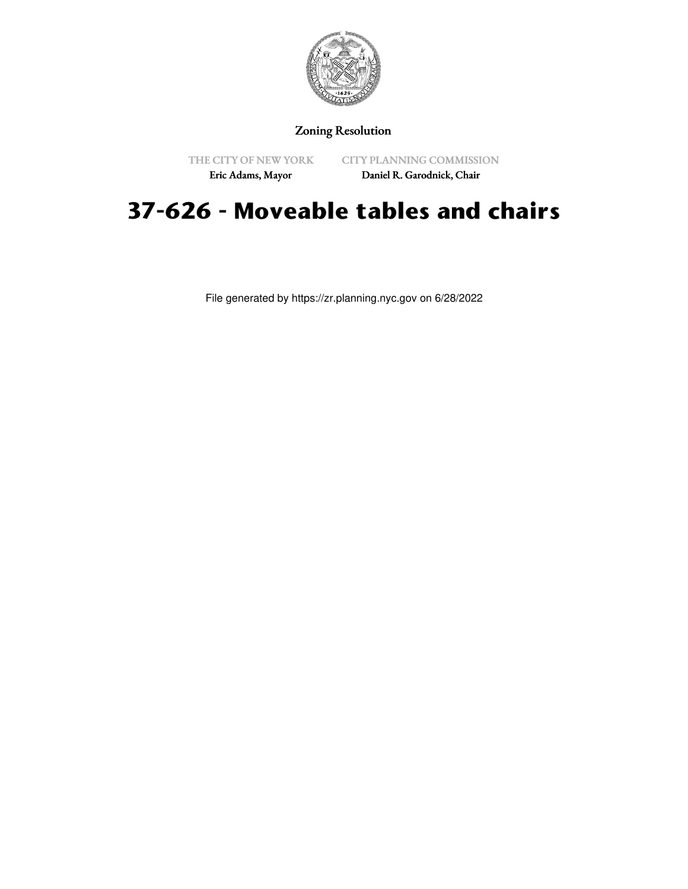Zoning Resolution

THE CITY OF NEW YORK

Eric Adams, Mayor

CITY PLANNING COMMISSION

Daniel R. Garodnick, Chair

# 37-626 - Moveable tables and chairs

File generated by https://zr.planning.nyc.gov on 6/28/2022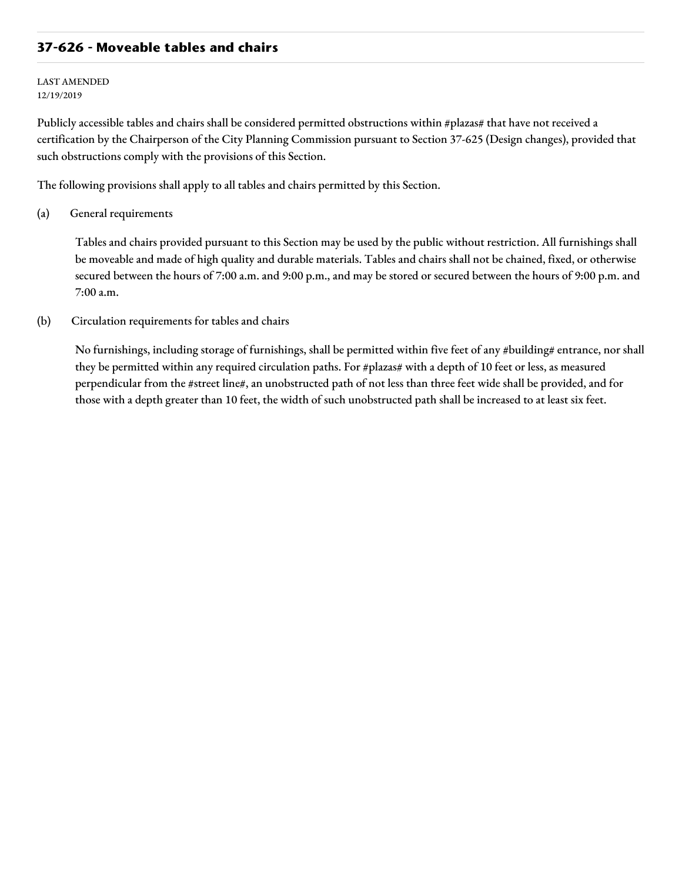## 37-626 - Moveable tables and chairs

LAST AMENDED
12/19/2019

Publicly accessible tables and chairs shall be considered permitted obstructions within #plazas# that have not received a certification by the Chairperson of the City Planning Commission pursuant to Section 37-625 (Design changes), provided that such obstructions comply with the provisions of this Section.

The following provisions shall apply to all tables and chairs permitted by this Section.

(a) General requirements

Tables and chairs provided pursuant to this Section may be used by the public without restriction. All furnishings shall be moveable and made of high quality and durable materials. Tables and chairs shall not be chained, fixed, or otherwise secured between the hours of 7:00 a.m. and 9:00 p.m., and may be stored or secured between the hours of 9:00 p.m. and 7:00 a.m.

(b) Circulation requirements for tables and chairs

No furnishings, including storage of furnishings, shall be permitted within five feet of any #building# entrance, nor shall they be permitted within any required circulation paths. For #plazas# with a depth of 10 feet or less, as measured perpendicular from the #street line#, an unobstructed path of not less than three feet wide shall be provided, and for those with a depth greater than 10 feet, the width of such unobstructed path shall be increased to at least six feet.